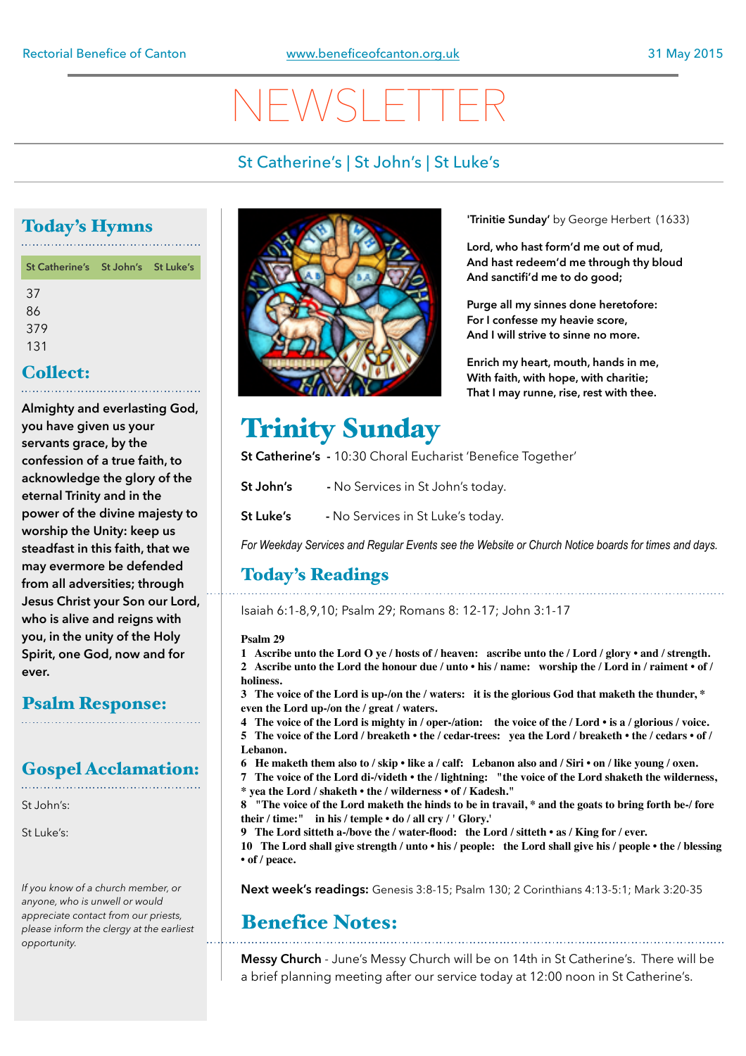Rectorial Benefice of Canton | www.beneficeofcanton.org.uk | 31 May 2015

# NEWSLETTER

St Catherine's | St John's | St Luke's

## Today's Hymns

St Catherine's St John's St Luke's

37
86
379
131

## Collect:

**Almighty and everlasting God, you have given us your servants grace, by the confession of a true faith, to acknowledge the glory of the eternal Trinity and in the power of the divine majesty to worship the Unity: keep us steadfast in this faith, that we may evermore be defended from all adversities; through Jesus Christ your Son our Lord, who is alive and reigns with you, in the unity of the Holy Spirit, one God, now and for ever.**

## Psalm Response:

## Gospel Acclamation:

St John's:

St Luke's:

*If you know of a church member, or anyone, who is unwell or would appreciate contact from our priests, please inform the clergy at the earliest opportunity.*

**'Trinitie Sunday'** by George Herbert (1633)

**Lord, who hast form'd me out of mud,
And hast redeem'd me through thy bloud
And sanctifi'd me to do good;**

**Purge all my sinnes done heretofore:
For I confesse my heavie score,
And I will strive to sinne no more.**

**Enrich my heart, mouth, hands in me,
With faith, with hope, with charitie;
That I may runne, rise, rest with thee.**

# Trinity Sunday

**St Catherine's** - 10:30 Choral Eucharist 'Benefice Together'

**St John's** - No Services in St John's today.

**St Luke's** - No Services in St Luke's today.

*For Weekday Services and Regular Events see the Website or Church Notice boards for times and days.*

## Today's Readings

Isaiah 6:1-8,9,10; Psalm 29; Romans 8: 12-17; John 3:1-17

**Psalm 29**

**1 Ascribe unto the Lord O ye / hosts of / heaven: ascribe unto the / Lord / glory • and / strength.**
**2 Ascribe unto the Lord the honour due / unto • his / name: worship the / Lord in / raiment • of / holiness.**
**3 The voice of the Lord is up-/on the / waters: it is the glorious God that maketh the thunder, * even the Lord up-/on the / great / waters.**
**4 The voice of the Lord is mighty in / oper-/ation: the voice of the / Lord • is a / glorious / voice.**
**5 The voice of the Lord / breaketh • the / cedar-trees: yea the Lord / breaketh • the / cedars • of / Lebanon.**
**6 He maketh them also to / skip • like a / calf: Lebanon also and / Siri • on / like young / oxen.**
**7 The voice of the Lord di-/videth • the / lightning: "the voice of the Lord shaketh the wilderness, * yea the Lord / shaketh • the / wilderness • of / Kadesh."**
**8 "The voice of the Lord maketh the hinds to be in travail, * and the goats to bring forth be-/ fore their / time:" in his / temple • do / all cry / ' Glory.'**
**9 The Lord sitteth a-/bove the / water-flood: the Lord / sitteth • as / King for / ever.**
**10 The Lord shall give strength / unto • his / people: the Lord shall give his / people • the / blessing • of / peace.**

**Next week's readings:** Genesis 3:8-15; Psalm 130; 2 Corinthians 4:13-5:1; Mark 3:20-35

## Benefice Notes:

**Messy Church** - June's Messy Church will be on 14th in St Catherine's. There will be a brief planning meeting after our service today at 12:00 noon in St Catherine's.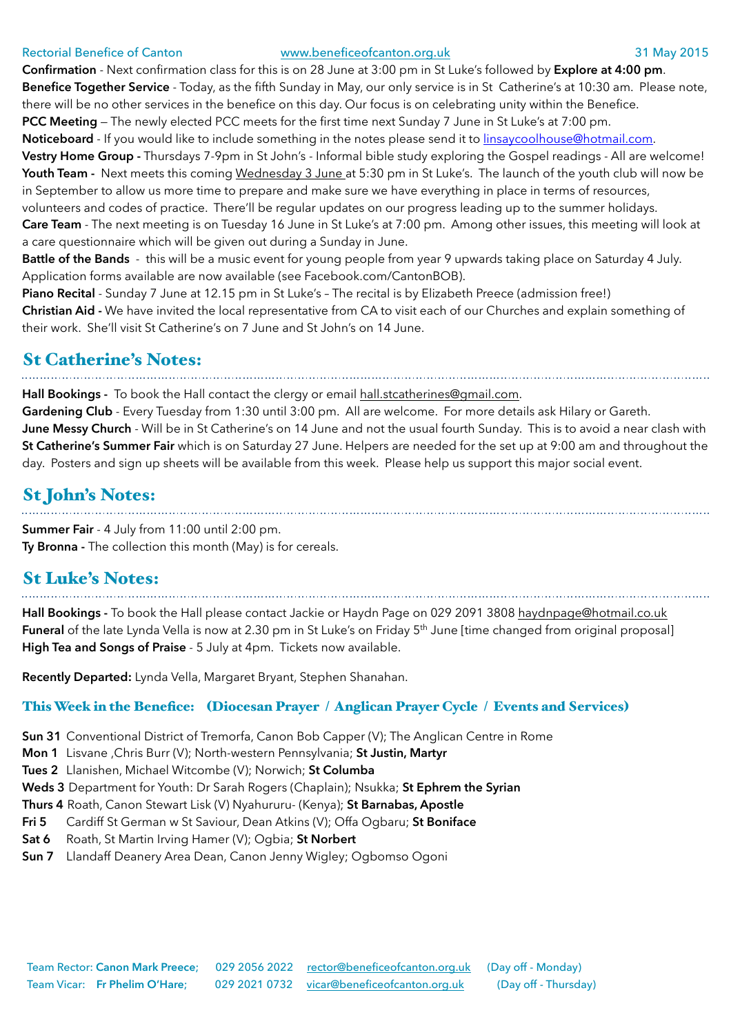**Confirmation** - Next confirmation class for this is on 28 June at 3:00 pm in St Luke's followed by **Explore at 4:00 pm**.
**Benefice Together Service** - Today, as the fifth Sunday in May, our only service is in St Catherine's at 10:30 am. Please note, there will be no other services in the benefice on this day. Our focus is on celebrating unity within the Benefice.
**PCC Meeting** — The newly elected PCC meets for the first time next Sunday 7 June in St Luke's at 7:00 pm.
**Noticeboard** - If you would like to include something in the notes please send it to linsaycoolhouse@hotmail.com.
**Vestry Home Group -** Thursdays 7-9pm in St John's - Informal bible study exploring the Gospel readings - All are welcome!
**Youth Team -** Next meets this coming Wednesday 3 June at 5:30 pm in St Luke's. The launch of the youth club will now be in September to allow us more time to prepare and make sure we have everything in place in terms of resources, volunteers and codes of practice. There'll be regular updates on our progress leading up to the summer holidays.
**Care Team** - The next meeting is on Tuesday 16 June in St Luke's at 7:00 pm. Among other issues, this meeting will look at a care questionnaire which will be given out during a Sunday in June.
**Battle of the Bands** - this will be a music event for young people from year 9 upwards taking place on Saturday 4 July. Application forms available are now available (see Facebook.com/CantonBOB).
**Piano Recital** - Sunday 7 June at 12.15 pm in St Luke's – The recital is by Elizabeth Preece (admission free!)
**Christian Aid -** We have invited the local representative from CA to visit each of our Churches and explain something of their work. She'll visit St Catherine's on 7 June and St John's on 14 June.

## St Catherine's Notes:

**Hall Bookings -** To book the Hall contact the clergy or email hall.stcatherines@gmail.com.
**Gardening Club** - Every Tuesday from 1:30 until 3:00 pm. All are welcome. For more details ask Hilary or Gareth.
**June Messy Church** - Will be in St Catherine's on 14 June and not the usual fourth Sunday. This is to avoid a near clash with **St Catherine's Summer Fair** which is on Saturday 27 June. Helpers are needed for the set up at 9:00 am and throughout the day. Posters and sign up sheets will be available from this week. Please help us support this major social event.

## St John's Notes:

**Summer Fair** - 4 July from 11:00 until 2:00 pm.
**Ty Bronna -** The collection this month (May) is for cereals.

## St Luke's Notes:

**Hall Bookings -** To book the Hall please contact Jackie or Haydn Page on 029 2091 3808 haydnpage@hotmail.co.uk
**Funeral** of the late Lynda Vella is now at 2.30 pm in St Luke's on Friday 5th June [time changed from original proposal]
**High Tea and Songs of Praise** - 5 July at 4pm. Tickets now available.

**Recently Departed:** Lynda Vella, Margaret Bryant, Stephen Shanahan.

### This Week in the Benefice: (Diocesan Prayer / Anglican Prayer Cycle / Events and Services)

**Sun 31** Conventional District of Tremorfa, Canon Bob Capper (V); The Anglican Centre in Rome
**Mon 1** Lisvane ,Chris Burr (V); North-western Pennsylvania; **St Justin, Martyr**
**Tues 2** Llanishen, Michael Witcombe (V); Norwich; **St Columba**
**Weds 3** Department for Youth: Dr Sarah Rogers (Chaplain); Nsukka; **St Ephrem the Syrian**
**Thurs 4** Roath, Canon Stewart Lisk (V) Nyahururu- (Kenya); **St Barnabas, Apostle**
**Fri 5** Cardiff St German w St Saviour, Dean Atkins (V); Offa Ogbaru; **St Boniface**
**Sat 6** Roath, St Martin Irving Hamer (V); Ogbia; **St Norbert**
**Sun 7** Llandaff Deanery Area Dean, Canon Jenny Wigley; Ogbomso Ogoni

Team Rector: **Canon Mark Preece;** 029 2056 2022 rector@beneficeofcanton.org.uk (Day off - Monday)
Team Vicar: **Fr Phelim O'Hare;** 029 2021 0732 vicar@beneficeofcanton.org.uk (Day off - Thursday)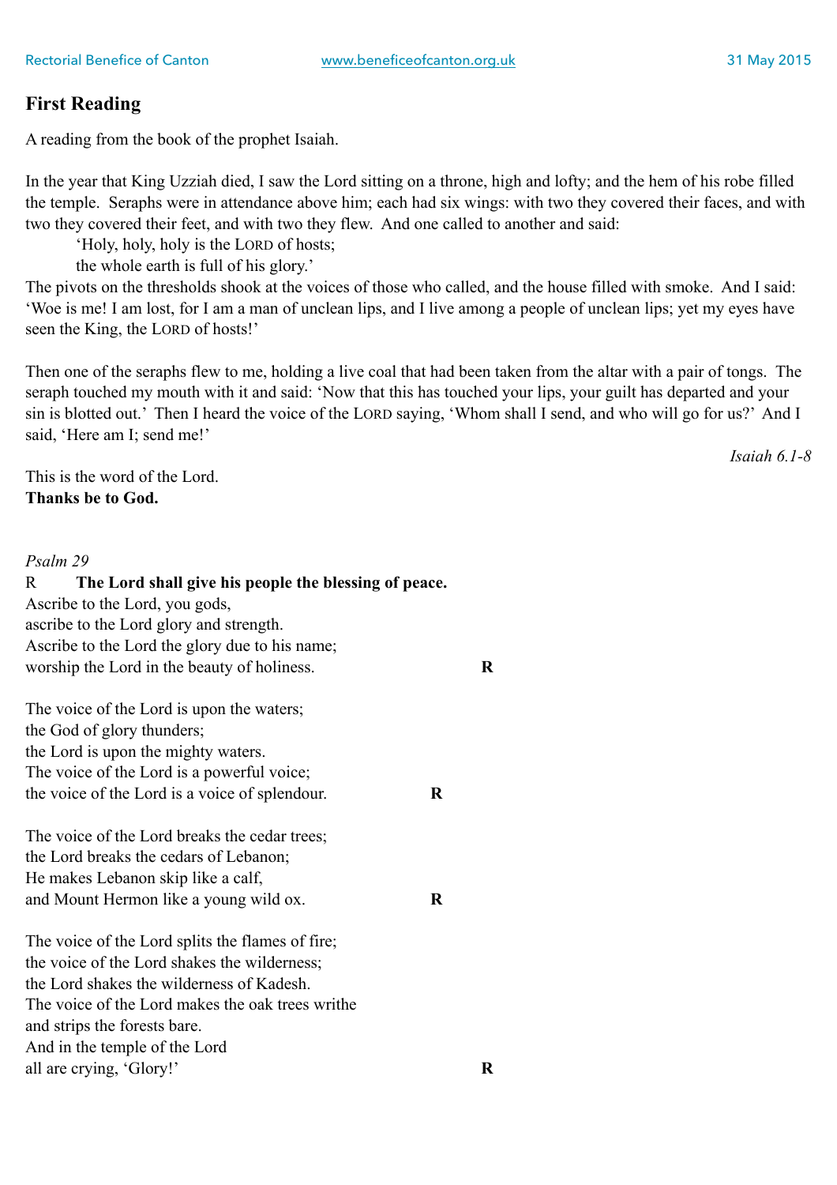## First Reading

A reading from the book of the prophet Isaiah.

In the year that King Uzziah died, I saw the Lord sitting on a throne, high and lofty; and the hem of his robe filled the temple. Seraphs were in attendance above him; each had six wings: with two they covered their faces, and with two they covered their feet, and with two they flew. And one called to another and said:

> 'Holy, holy, holy is the LORD of hosts;
> the whole earth is full of his glory.'

The pivots on the thresholds shook at the voices of those who called, and the house filled with smoke. And I said: 'Woe is me! I am lost, for I am a man of unclean lips, and I live among a people of unclean lips; yet my eyes have seen the King, the LORD of hosts!'

Then one of the seraphs flew to me, holding a live coal that had been taken from the altar with a pair of tongs. The seraph touched my mouth with it and said: 'Now that this has touched your lips, your guilt has departed and your sin is blotted out.' Then I heard the voice of the LORD saying, 'Whom shall I send, and who will go for us?' And I said, 'Here am I; send me!'

*Isaiah 6.1-8*

This is the word of the Lord.
**Thanks be to God.**

*Psalm 29*

R **The Lord shall give his people the blessing of peace.**

Ascribe to the Lord, you gods,
ascribe to the Lord glory and strength.
Ascribe to the Lord the glory due to his name;
worship the Lord in the beauty of holiness. **R**

The voice of the Lord is upon the waters;
the God of glory thunders;
the Lord is upon the mighty waters.
The voice of the Lord is a powerful voice;
the voice of the Lord is a voice of splendour. **R**

The voice of the Lord breaks the cedar trees;
the Lord breaks the cedars of Lebanon;
He makes Lebanon skip like a calf,
and Mount Hermon like a young wild ox. **R**

The voice of the Lord splits the flames of fire;
the voice of the Lord shakes the wilderness;
the Lord shakes the wilderness of Kadesh.
The voice of the Lord makes the oak trees writhe
and strips the forests bare.
And in the temple of the Lord
all are crying, 'Glory!' **R**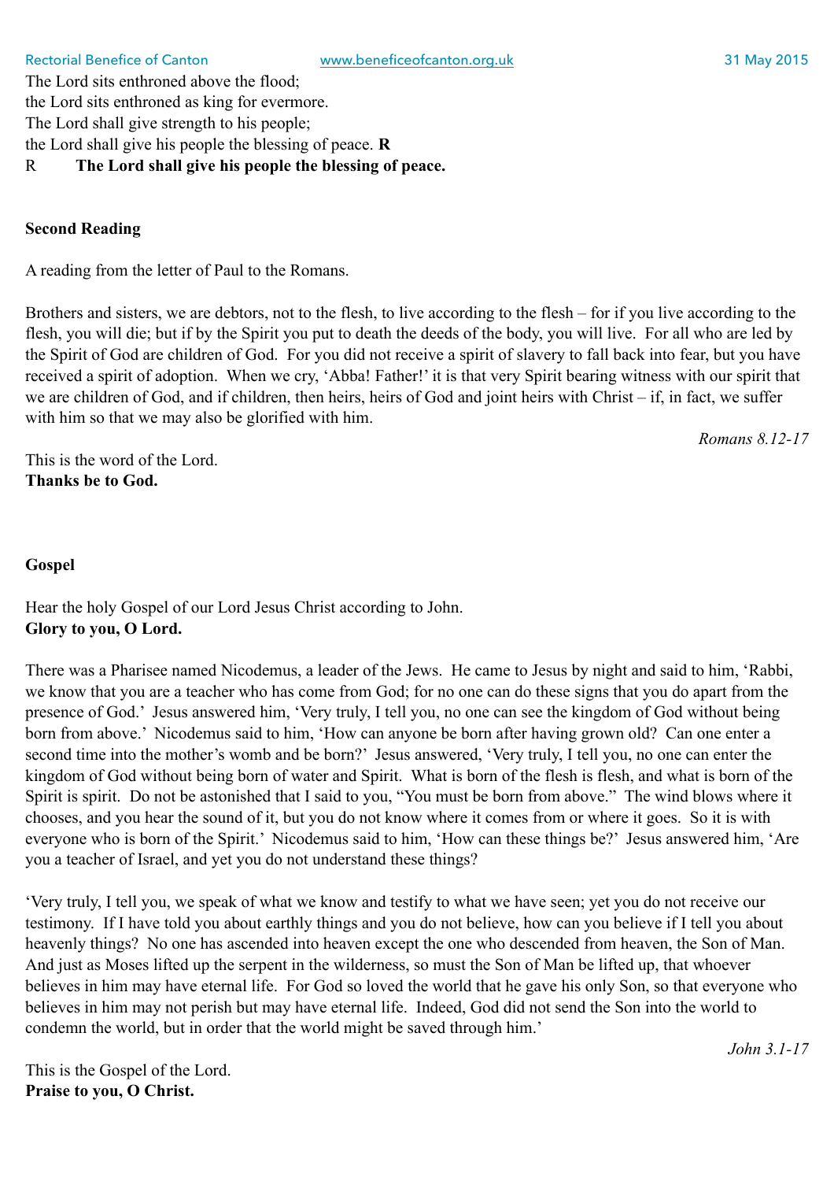The Lord sits enthroned above the flood;
the Lord sits enthroned as king for evermore.
The Lord shall give strength to his people;
the Lord shall give his people the blessing of peace. **R**
R **The Lord shall give his people the blessing of peace.**

**Second Reading**

A reading from the letter of Paul to the Romans.

Brothers and sisters, we are debtors, not to the flesh, to live according to the flesh – for if you live according to the flesh, you will die; but if by the Spirit you put to death the deeds of the body, you will live. For all who are led by the Spirit of God are children of God. For you did not receive a spirit of slavery to fall back into fear, but you have received a spirit of adoption. When we cry, 'Abba! Father!' it is that very Spirit bearing witness with our spirit that we are children of God, and if children, then heirs, heirs of God and joint heirs with Christ – if, in fact, we suffer with him so that we may also be glorified with him.

*Romans 8.12-17*

This is the word of the Lord.
**Thanks be to God.**

**Gospel**

Hear the holy Gospel of our Lord Jesus Christ according to John.
**Glory to you, O Lord.**

There was a Pharisee named Nicodemus, a leader of the Jews. He came to Jesus by night and said to him, 'Rabbi, we know that you are a teacher who has come from God; for no one can do these signs that you do apart from the presence of God.' Jesus answered him, 'Very truly, I tell you, no one can see the kingdom of God without being born from above.' Nicodemus said to him, 'How can anyone be born after having grown old? Can one enter a second time into the mother's womb and be born?' Jesus answered, 'Very truly, I tell you, no one can enter the kingdom of God without being born of water and Spirit. What is born of the flesh is flesh, and what is born of the Spirit is spirit. Do not be astonished that I said to you, "You must be born from above." The wind blows where it chooses, and you hear the sound of it, but you do not know where it comes from or where it goes. So it is with everyone who is born of the Spirit.' Nicodemus said to him, 'How can these things be?' Jesus answered him, 'Are you a teacher of Israel, and yet you do not understand these things?

'Very truly, I tell you, we speak of what we know and testify to what we have seen; yet you do not receive our testimony. If I have told you about earthly things and you do not believe, how can you believe if I tell you about heavenly things? No one has ascended into heaven except the one who descended from heaven, the Son of Man. And just as Moses lifted up the serpent in the wilderness, so must the Son of Man be lifted up, that whoever believes in him may have eternal life. For God so loved the world that he gave his only Son, so that everyone who believes in him may not perish but may have eternal life. Indeed, God did not send the Son into the world to condemn the world, but in order that the world might be saved through him.'

*John 3.1-17*

This is the Gospel of the Lord.
**Praise to you, O Christ.**